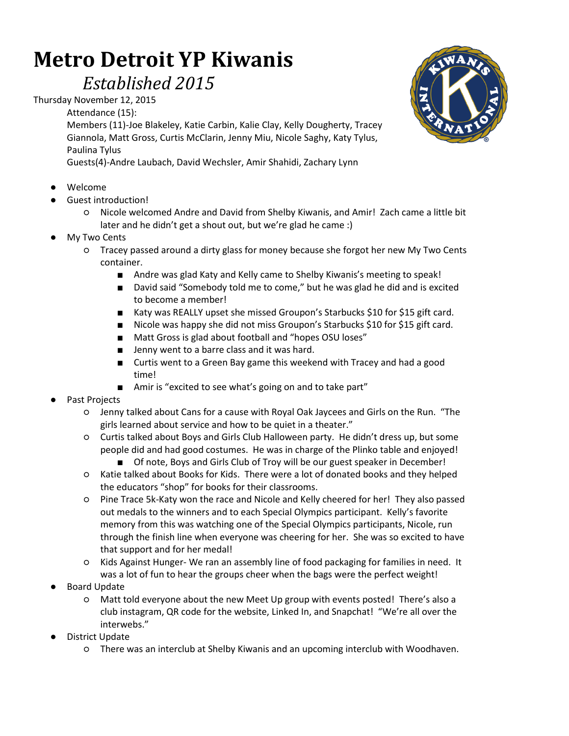# Metro Detroit YP Kiwanis

## *Established 2015*

Thursday November 12, 2015

Attendance (15):

Members (11)-Joe Blakeley, Katie Carbin, Kalie Clay, Kelly Dougherty, Tracey Giannola, Matt Gross, Curtis McClarin, Jenny Miu, Nicole Saghy, Katy Tylus, Paulina Tylus

Guests(4)-Andre Laubach, David Wechsler, Amir Shahidi, Zachary Lynn

- Welcome
- Guest introduction!
  - Nicole welcomed Andre and David from Shelby Kiwanis, and Amir! Zach came a little bit later and he didn't get a shout out, but we're glad he came :)
- My Two Cents
  - Tracey passed around a dirty glass for money because she forgot her new My Two Cents container.
    - Andre was glad Katy and Kelly came to Shelby Kiwanis's meeting to speak!
    - David said "Somebody told me to come," but he was glad he did and is excited to become a member!
    - Katy was REALLY upset she missed Groupon's Starbucks $10 for $15 gift card.
    - Nicole was happy she did not miss Groupon's Starbucks $10 for $15 gift card.
    - Matt Gross is glad about football and "hopes OSU loses"
    - Jenny went to a barre class and it was hard.
    - Curtis went to a Green Bay game this weekend with Tracey and had a good time!
    - Amir is "excited to see what's going on and to take part"
- Past Projects
  - Jenny talked about Cans for a cause with Royal Oak Jaycees and Girls on the Run. "The girls learned about service and how to be quiet in a theater."
  - Curtis talked about Boys and Girls Club Halloween party. He didn't dress up, but some people did and had good costumes. He was in charge of the Plinko table and enjoyed!
    - Of note, Boys and Girls Club of Troy will be our guest speaker in December!
  - Katie talked about Books for Kids. There were a lot of donated books and they helped the educators "shop" for books for their classrooms.
  - Pine Trace 5k-Katy won the race and Nicole and Kelly cheered for her! They also passed out medals to the winners and to each Special Olympics participant. Kelly's favorite memory from this was watching one of the Special Olympics participants, Nicole, run through the finish line when everyone was cheering for her. She was so excited to have that support and for her medal!
  - Kids Against Hunger- We ran an assembly line of food packaging for families in need. It was a lot of fun to hear the groups cheer when the bags were the perfect weight!
- Board Update
  - Matt told everyone about the new Meet Up group with events posted! There's also a club instagram, QR code for the website, Linked In, and Snapchat! "We're all over the interwebs."
- District Update
  - There was an interclub at Shelby Kiwanis and an upcoming interclub with Woodhaven.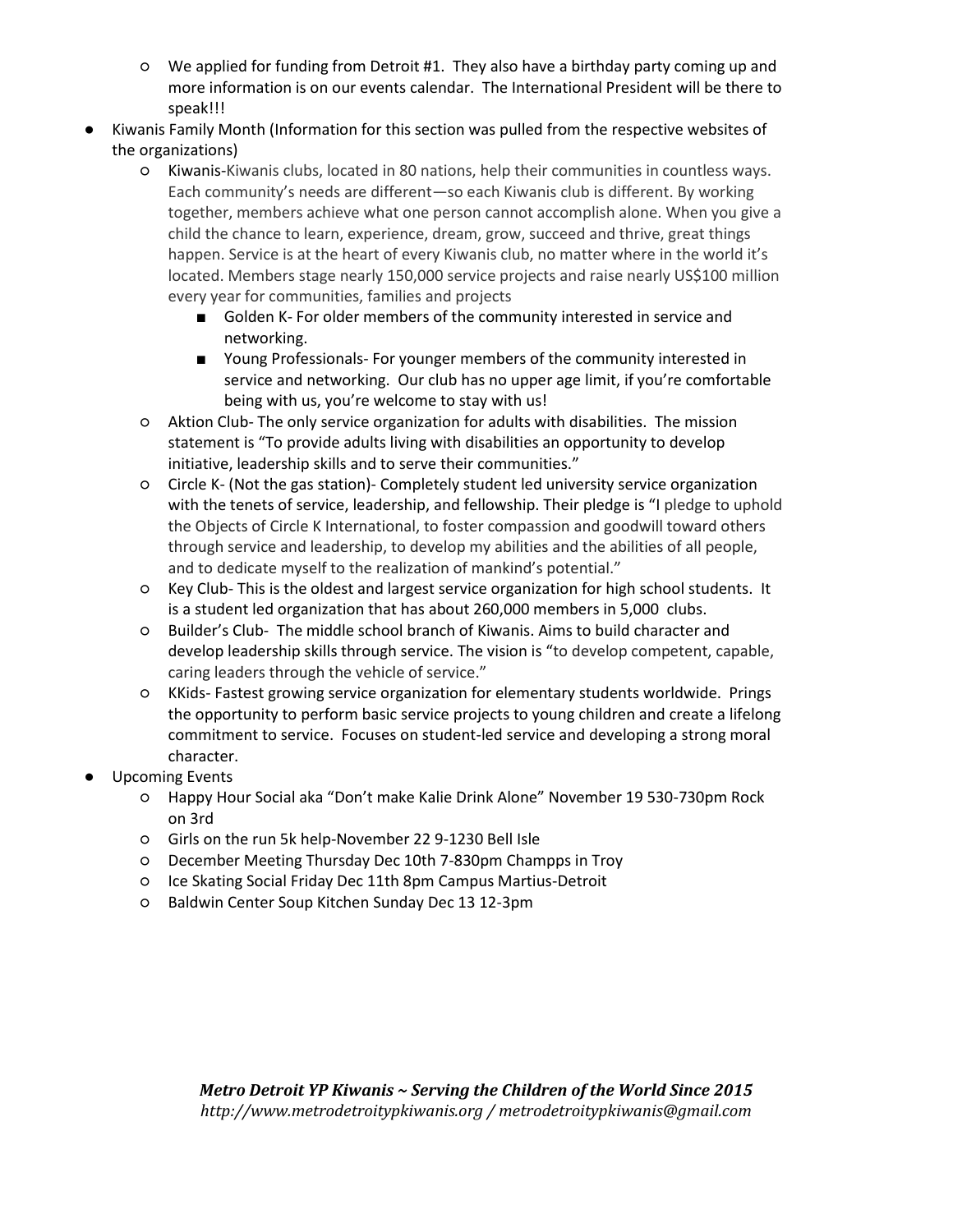- We applied for funding from Detroit #1. They also have a birthday party coming up and more information is on our events calendar. The International President will be there to speak!!!

- Kiwanis Family Month (Information for this section was pulled from the respective websites of the organizations)
  - Kiwanis-Kiwanis clubs, located in 80 nations, help their communities in countless ways. Each community's needs are different—so each Kiwanis club is different. By working together, members achieve what one person cannot accomplish alone. When you give a child the chance to learn, experience, dream, grow, succeed and thrive, great things happen. Service is at the heart of every Kiwanis club, no matter where in the world it's located. Members stage nearly 150,000 service projects and raise nearly US$100 million every year for communities, families and projects
    - Golden K- For older members of the community interested in service and networking.
    - Young Professionals- For younger members of the community interested in service and networking. Our club has no upper age limit, if you're comfortable being with us, you're welcome to stay with us!
  - Aktion Club- The only service organization for adults with disabilities. The mission statement is "To provide adults living with disabilities an opportunity to develop initiative, leadership skills and to serve their communities."
  - Circle K- (Not the gas station)- Completely student led university service organization with the tenets of service, leadership, and fellowship. Their pledge is "I pledge to uphold the Objects of Circle K International, to foster compassion and goodwill toward others through service and leadership, to develop my abilities and the abilities of all people, and to dedicate myself to the realization of mankind's potential."
  - Key Club- This is the oldest and largest service organization for high school students. It is a student led organization that has about 260,000 members in 5,000 clubs.
  - Builder's Club- The middle school branch of Kiwanis. Aims to build character and develop leadership skills through service. The vision is "to develop competent, capable, caring leaders through the vehicle of service."
  - KKids- Fastest growing service organization for elementary students worldwide. Prings the opportunity to perform basic service projects to young children and create a lifelong commitment to service. Focuses on student-led service and developing a strong moral character.

- Upcoming Events
  - Happy Hour Social aka "Don't make Kalie Drink Alone" November 19 530-730pm Rock on 3rd
  - Girls on the run 5k help-November 22 9-1230 Bell Isle
  - December Meeting Thursday Dec 10th 7-830pm Champps in Troy
  - Ice Skating Social Friday Dec 11th 8pm Campus Martius-Detroit
  - Baldwin Center Soup Kitchen Sunday Dec 13 12-3pm